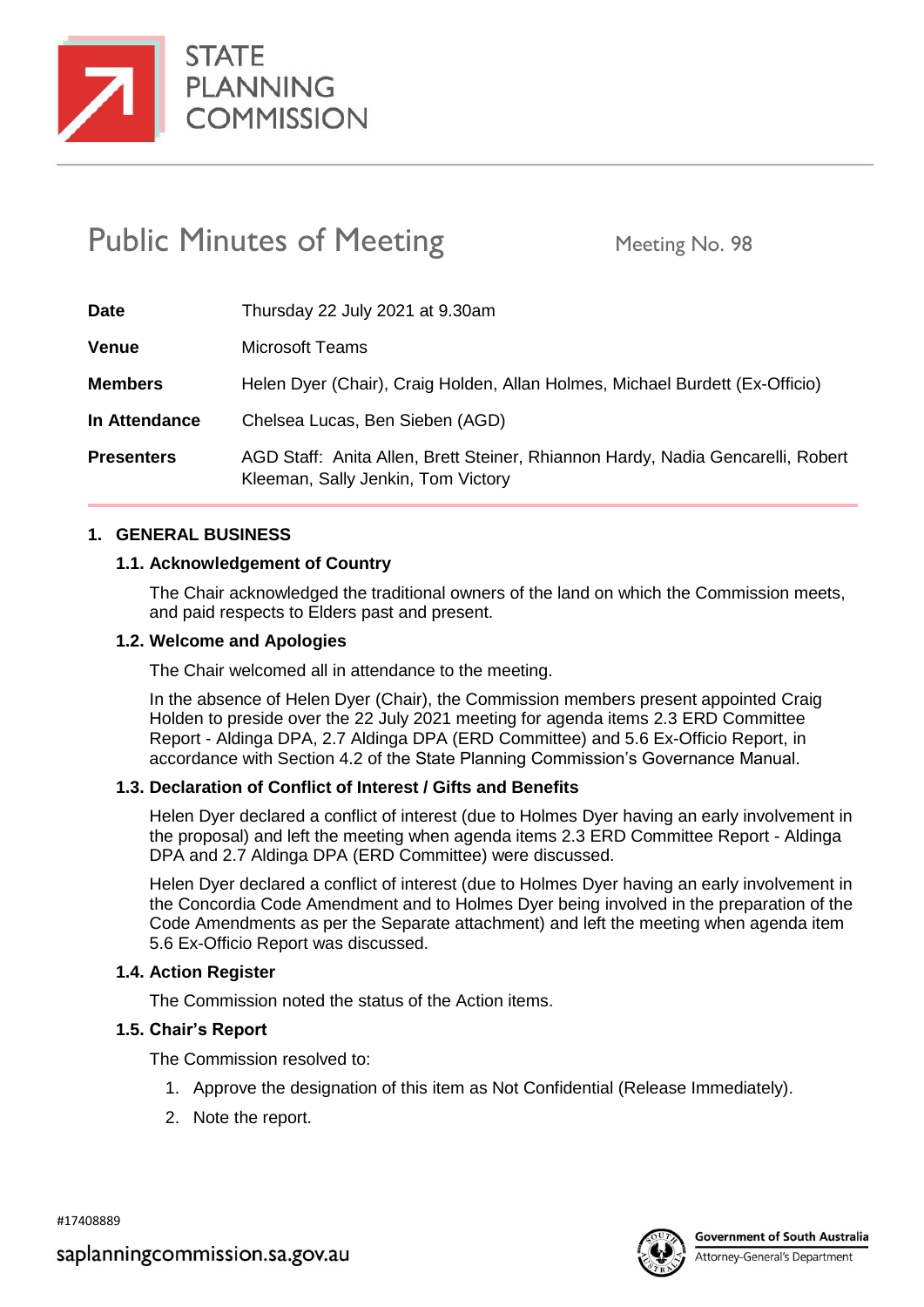STATE PLANNING COMMISSION

# Public Minutes of Meeting

Meeting No. 98

| | |
|---|---|
| **Date** | Thursday 22 July 2021 at 9.30am |
| **Venue** | Microsoft Teams |
| **Members** | Helen Dyer (Chair), Craig Holden, Allan Holmes, Michael Burdett (Ex-Officio) |
| **In Attendance** | Chelsea Lucas, Ben Sieben (AGD) |
| **Presenters** | AGD Staff: Anita Allen, Brett Steiner, Rhiannon Hardy, Nadia Gencarelli, Robert Kleeman, Sally Jenkin, Tom Victory |

## 1. GENERAL BUSINESS

### 1.1. Acknowledgement of Country

The Chair acknowledged the traditional owners of the land on which the Commission meets, and paid respects to Elders past and present.

### 1.2. Welcome and Apologies

The Chair welcomed all in attendance to the meeting.

In the absence of Helen Dyer (Chair), the Commission members present appointed Craig Holden to preside over the 22 July 2021 meeting for agenda items 2.3 ERD Committee Report - Aldinga DPA, 2.7 Aldinga DPA (ERD Committee) and 5.6 Ex-Officio Report, in accordance with Section 4.2 of the State Planning Commission's Governance Manual.

### 1.3. Declaration of Conflict of Interest / Gifts and Benefits

Helen Dyer declared a conflict of interest (due to Holmes Dyer having an early involvement in the proposal) and left the meeting when agenda items 2.3 ERD Committee Report - Aldinga DPA and 2.7 Aldinga DPA (ERD Committee) were discussed.

Helen Dyer declared a conflict of interest (due to Holmes Dyer having an early involvement in the Concordia Code Amendment and to Holmes Dyer being involved in the preparation of the Code Amendments as per the Separate attachment) and left the meeting when agenda item 5.6 Ex-Officio Report was discussed.

### 1.4. Action Register

The Commission noted the status of the Action items.

### 1.5. Chair's Report

The Commission resolved to:

1. Approve the designation of this item as Not Confidential (Release Immediately).
2. Note the report.

#17408889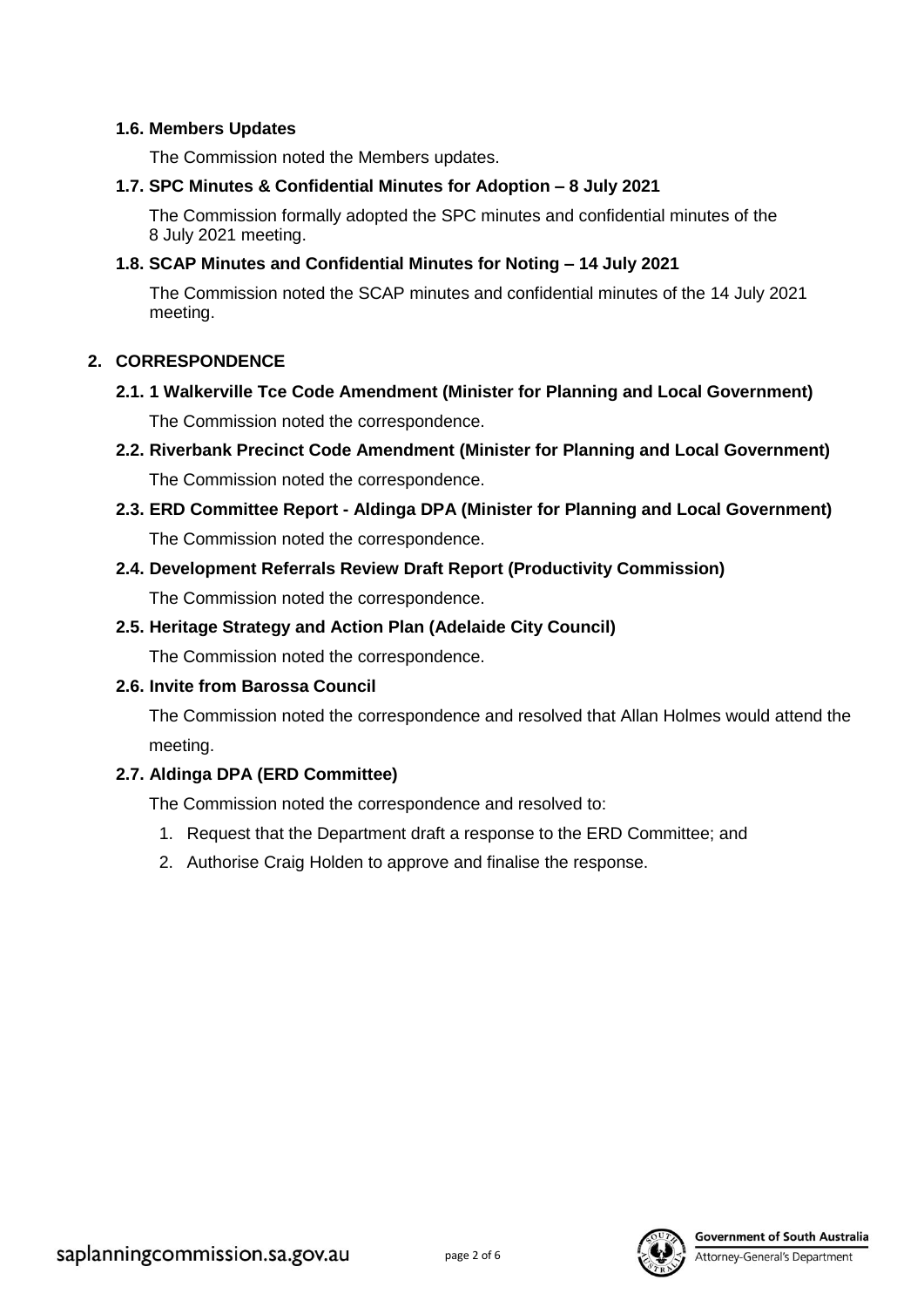### 1.6. Members Updates

The Commission noted the Members updates.

### 1.7. SPC Minutes & Confidential Minutes for Adoption – 8 July 2021

The Commission formally adopted the SPC minutes and confidential minutes of the 8 July 2021 meeting.

### 1.8. SCAP Minutes and Confidential Minutes for Noting – 14 July 2021

The Commission noted the SCAP minutes and confidential minutes of the 14 July 2021 meeting.

## 2. CORRESPONDENCE

### 2.1. 1 Walkerville Tce Code Amendment (Minister for Planning and Local Government)

The Commission noted the correspondence.

### 2.2. Riverbank Precinct Code Amendment (Minister for Planning and Local Government)

The Commission noted the correspondence.

### 2.3. ERD Committee Report - Aldinga DPA (Minister for Planning and Local Government)

The Commission noted the correspondence.

### 2.4. Development Referrals Review Draft Report (Productivity Commission)

The Commission noted the correspondence.

### 2.5. Heritage Strategy and Action Plan (Adelaide City Council)

The Commission noted the correspondence.

### 2.6. Invite from Barossa Council

The Commission noted the correspondence and resolved that Allan Holmes would attend the meeting.

### 2.7. Aldinga DPA (ERD Committee)

The Commission noted the correspondence and resolved to:

1. Request that the Department draft a response to the ERD Committee; and
2. Authorise Craig Holden to approve and finalise the response.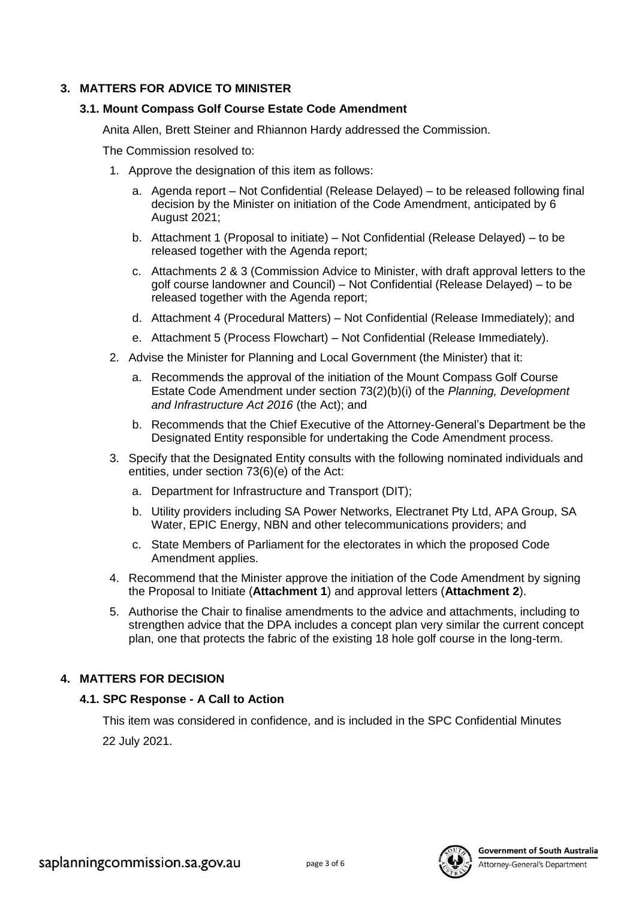## 3. MATTERS FOR ADVICE TO MINISTER

### 3.1. Mount Compass Golf Course Estate Code Amendment

Anita Allen, Brett Steiner and Rhiannon Hardy addressed the Commission.

The Commission resolved to:

1. Approve the designation of this item as follows:
   a. Agenda report – Not Confidential (Release Delayed) – to be released following final decision by the Minister on initiation of the Code Amendment, anticipated by 6 August 2021;
   b. Attachment 1 (Proposal to initiate) – Not Confidential (Release Delayed) – to be released together with the Agenda report;
   c. Attachments 2 & 3 (Commission Advice to Minister, with draft approval letters to the golf course landowner and Council) – Not Confidential (Release Delayed) – to be released together with the Agenda report;
   d. Attachment 4 (Procedural Matters) – Not Confidential (Release Immediately); and
   e. Attachment 5 (Process Flowchart) – Not Confidential (Release Immediately).
2. Advise the Minister for Planning and Local Government (the Minister) that it:
   a. Recommends the approval of the initiation of the Mount Compass Golf Course Estate Code Amendment under section 73(2)(b)(i) of the *Planning, Development and Infrastructure Act 2016* (the Act); and
   b. Recommends that the Chief Executive of the Attorney-General's Department be the Designated Entity responsible for undertaking the Code Amendment process.
3. Specify that the Designated Entity consults with the following nominated individuals and entities, under section 73(6)(e) of the Act:
   a. Department for Infrastructure and Transport (DIT);
   b. Utility providers including SA Power Networks, Electranet Pty Ltd, APA Group, SA Water, EPIC Energy, NBN and other telecommunications providers; and
   c. State Members of Parliament for the electorates in which the proposed Code Amendment applies.
4. Recommend that the Minister approve the initiation of the Code Amendment by signing the Proposal to Initiate (**Attachment 1**) and approval letters (**Attachment 2**).
5. Authorise the Chair to finalise amendments to the advice and attachments, including to strengthen advice that the DPA includes a concept plan very similar the current concept plan, one that protects the fabric of the existing 18 hole golf course in the long-term.

## 4. MATTERS FOR DECISION

### 4.1. SPC Response - A Call to Action

This item was considered in confidence, and is included in the SPC Confidential Minutes 22 July 2021.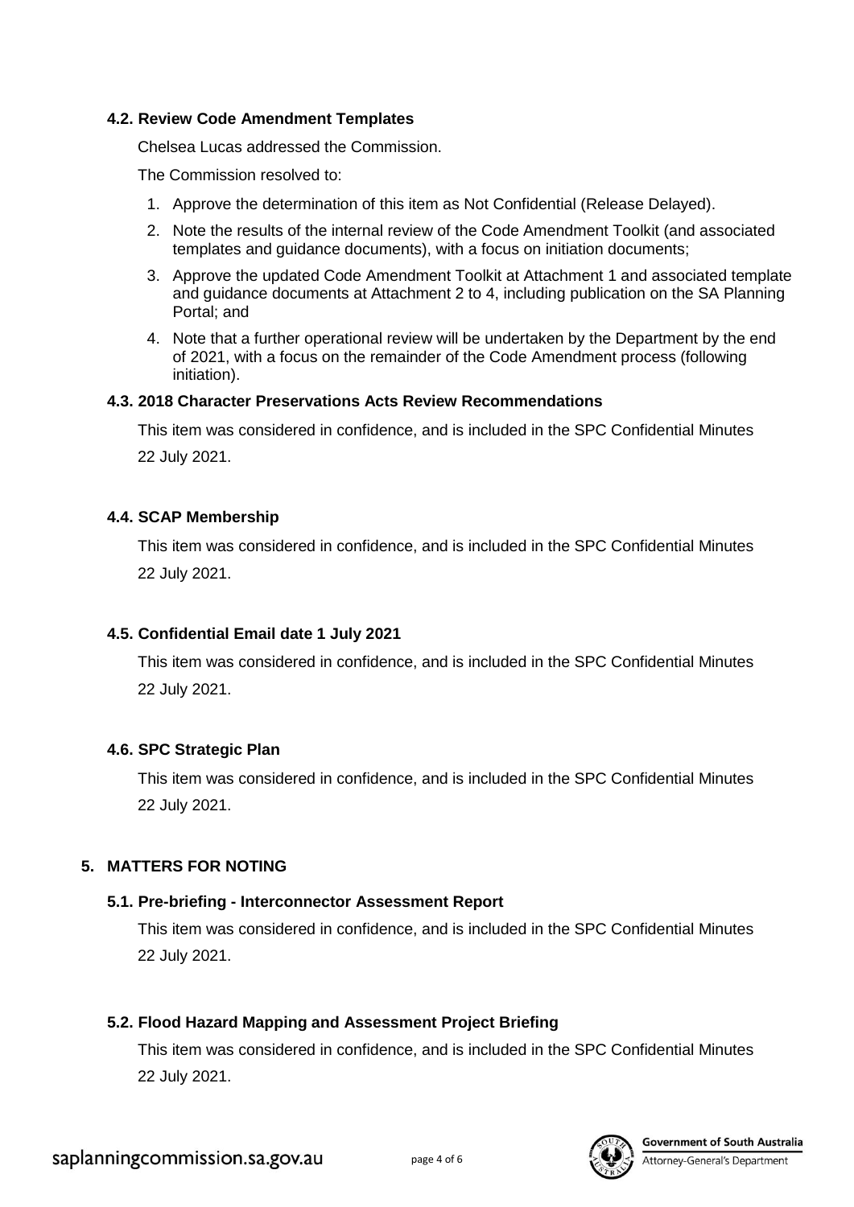### 4.2. Review Code Amendment Templates

Chelsea Lucas addressed the Commission.

The Commission resolved to:

1. Approve the determination of this item as Not Confidential (Release Delayed).
2. Note the results of the internal review of the Code Amendment Toolkit (and associated templates and guidance documents), with a focus on initiation documents;
3. Approve the updated Code Amendment Toolkit at Attachment 1 and associated template and guidance documents at Attachment 2 to 4, including publication on the SA Planning Portal; and
4. Note that a further operational review will be undertaken by the Department by the end of 2021, with a focus on the remainder of the Code Amendment process (following initiation).

### 4.3. 2018 Character Preservations Acts Review Recommendations

This item was considered in confidence, and is included in the SPC Confidential Minutes 22 July 2021.

### 4.4. SCAP Membership

This item was considered in confidence, and is included in the SPC Confidential Minutes 22 July 2021.

### 4.5. Confidential Email date 1 July 2021

This item was considered in confidence, and is included in the SPC Confidential Minutes 22 July 2021.

### 4.6. SPC Strategic Plan

This item was considered in confidence, and is included in the SPC Confidential Minutes 22 July 2021.

## 5. MATTERS FOR NOTING

### 5.1. Pre-briefing - Interconnector Assessment Report

This item was considered in confidence, and is included in the SPC Confidential Minutes 22 July 2021.

### 5.2. Flood Hazard Mapping and Assessment Project Briefing

This item was considered in confidence, and is included in the SPC Confidential Minutes 22 July 2021.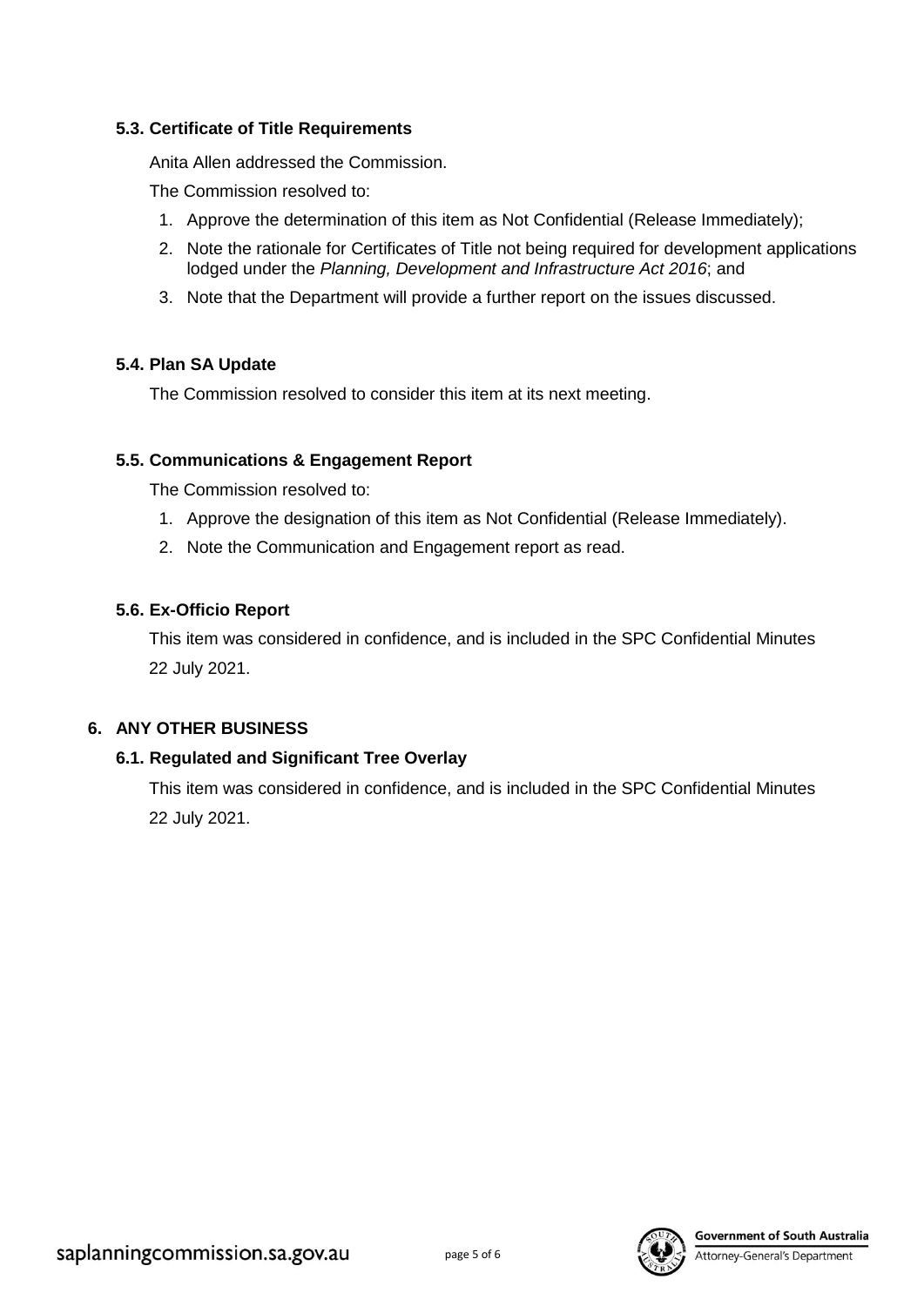### 5.3. Certificate of Title Requirements

Anita Allen addressed the Commission.

The Commission resolved to:

1. Approve the determination of this item as Not Confidential (Release Immediately);
2. Note the rationale for Certificates of Title not being required for development applications lodged under the *Planning, Development and Infrastructure Act 2016*; and
3. Note that the Department will provide a further report on the issues discussed.

### 5.4. Plan SA Update

The Commission resolved to consider this item at its next meeting.

### 5.5. Communications & Engagement Report

The Commission resolved to:

1. Approve the designation of this item as Not Confidential (Release Immediately).
2. Note the Communication and Engagement report as read.

### 5.6. Ex-Officio Report

This item was considered in confidence, and is included in the SPC Confidential Minutes 22 July 2021.

## 6. ANY OTHER BUSINESS

### 6.1. Regulated and Significant Tree Overlay

This item was considered in confidence, and is included in the SPC Confidential Minutes 22 July 2021.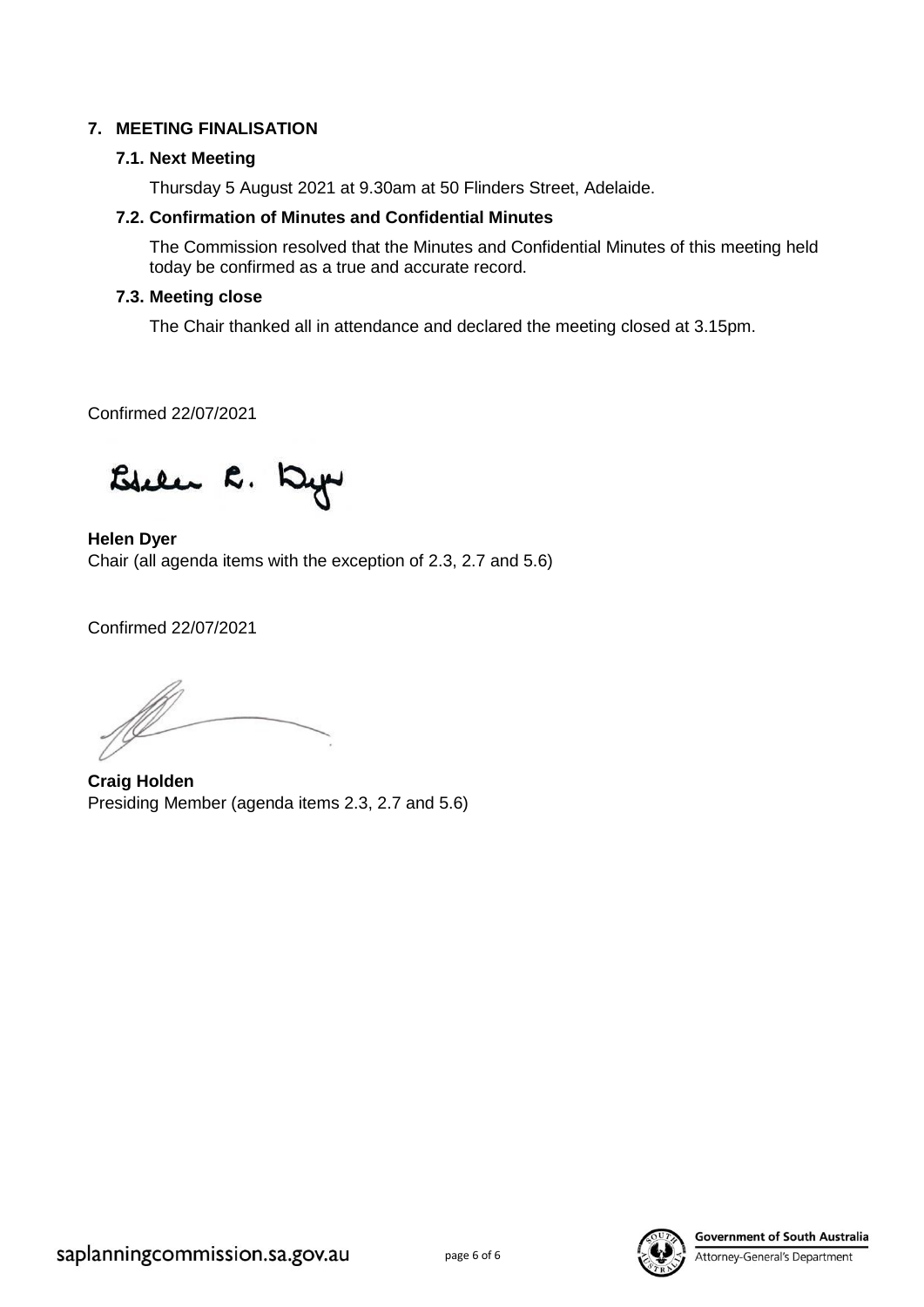## 7. MEETING FINALISATION

### 7.1. Next Meeting

Thursday 5 August 2021 at 9.30am at 50 Flinders Street, Adelaide.

### 7.2. Confirmation of Minutes and Confidential Minutes

The Commission resolved that the Minutes and Confidential Minutes of this meeting held today be confirmed as a true and accurate record.

### 7.3. Meeting close

The Chair thanked all in attendance and declared the meeting closed at 3.15pm.

Confirmed 22/07/2021

**Helen Dyer**
Chair (all agenda items with the exception of 2.3, 2.7 and 5.6)

Confirmed 22/07/2021

**Craig Holden**
Presiding Member (agenda items 2.3, 2.7 and 5.6)